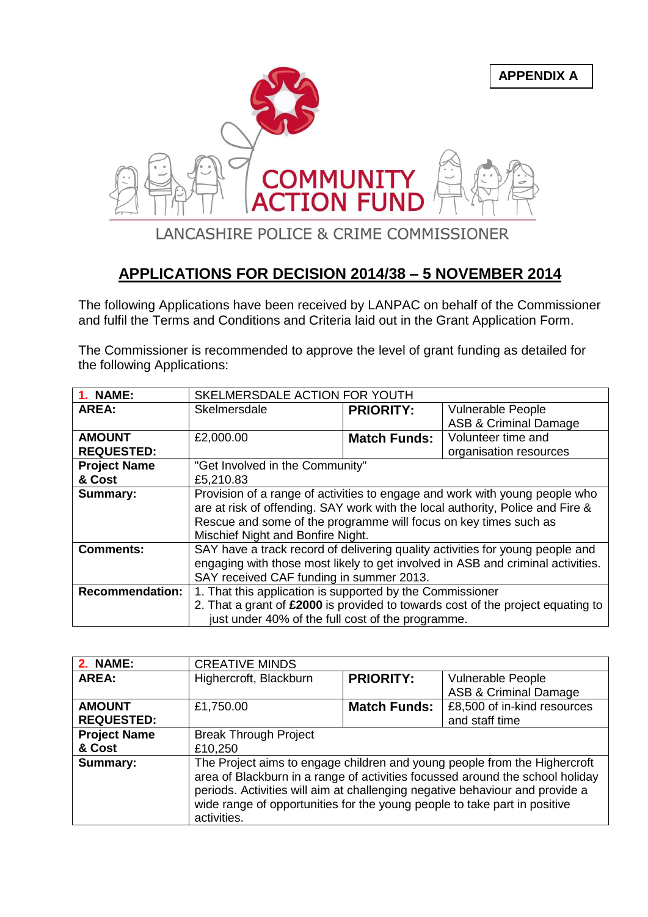**APPENDIX A**

COMMUNITY ACTION FUND

LANCASHIRE POLICE & CRIME COMMISSIONER

## APPLICATIONS FOR DECISION 2014/38 – 5 NOVEMBER 2014

The following Applications have been received by LANPAC on behalf of the Commissioner and fulfil the Terms and Conditions and Criteria laid out in the Grant Application Form.

The Commissioner is recommended to approve the level of grant funding as detailed for the following Applications:

| **1. NAME:** | SKELMERSDALE ACTION FOR YOUTH | | |
|---|---|---|---|
| **AREA:** | Skelmersdale | **PRIORITY:** | Vulnerable People<br>ASB & Criminal Damage |
| **AMOUNT REQUESTED:** | £2,000.00 | **Match Funds:** | Volunteer time and organisation resources |
| **Project Name & Cost** | "Get Involved in the Community"<br>£5,210.83 | | |
| **Summary:** | Provision of a range of activities to engage and work with young people who are at risk of offending. SAY work with the local authority, Police and Fire & Rescue and some of the programme will focus on key times such as Mischief Night and Bonfire Night. | | |
| **Comments:** | SAY have a track record of delivering quality activities for young people and engaging with those most likely to get involved in ASB and criminal activities. SAY received CAF funding in summer 2013. | | |
| **Recommendation:** | 1. That this application is supported by the Commissioner<br>2. That a grant of **£2000** is provided to towards cost of the project equating to just under 40% of the full cost of the programme. | | |

| **2. NAME:** | CREATIVE MINDS | | |
|---|---|---|---|
| **AREA:** | Highercroft, Blackburn | **PRIORITY:** | Vulnerable People<br>ASB & Criminal Damage |
| **AMOUNT REQUESTED:** | £1,750.00 | **Match Funds:** | £8,500 of in-kind resources and staff time |
| **Project Name & Cost** | Break Through Project<br>£10,250 | | |
| **Summary:** | The Project aims to engage children and young people from the Highercroft area of Blackburn in a range of activities focussed around the school holiday periods. Activities will aim at challenging negative behaviour and provide a wide range of opportunities for the young people to take part in positive activities. | | |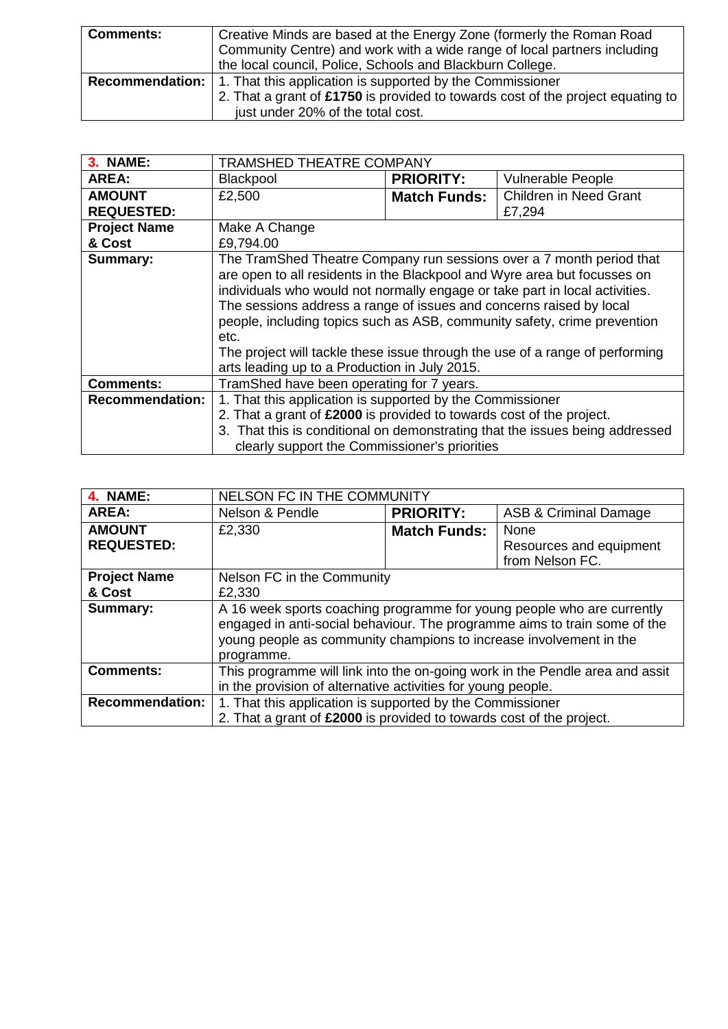| **Comments:** | Creative Minds are based at the Energy Zone (formerly the Roman Road Community Centre) and work with a wide range of local partners including the local council, Police, Schools and Blackburn College. |
|---|---|
| **Recommendation:** | 1. That this application is supported by the Commissioner<br>2. That a grant of **£1750** is provided to towards cost of the project equating to just under 20% of the total cost. |

| **3. NAME:** | TRAMSHED THEATRE COMPANY | | |
|---|---|---|---|
| **AREA:** | Blackpool | **PRIORITY:** | Vulnerable People |
| **AMOUNT REQUESTED:** | £2,500 | **Match Funds:** | Children in Need Grant £7,294 |
| **Project Name & Cost** | Make A Change<br>£9,794.00 | | |
| **Summary:** | The TramShed Theatre Company run sessions over a 7 month period that are open to all residents in the Blackpool and Wyre area but focusses on individuals who would not normally engage or take part in local activities. The sessions address a range of issues and concerns raised by local people, including topics such as ASB, community safety, crime prevention etc.<br>The project will tackle these issue through the use of a range of performing arts leading up to a Production in July 2015. | | |
| **Comments:** | TramShed have been operating for 7 years. | | |
| **Recommendation:** | 1. That this application is supported by the Commissioner<br>2. That a grant of **£2000** is provided to towards cost of the project.<br>3. That this is conditional on demonstrating that the issues being addressed clearly support the Commissioner's priorities | | |

| **4. NAME:** | NELSON FC IN THE COMMUNITY | | |
|---|---|---|---|
| **AREA:** | Nelson & Pendle | **PRIORITY:** | ASB & Criminal Damage |
| **AMOUNT REQUESTED:** | £2,330 | **Match Funds:** | None<br>Resources and equipment from Nelson FC. |
| **Project Name & Cost** | Nelson FC in the Community<br>£2,330 | | |
| **Summary:** | A 16 week sports coaching programme for young people who are currently engaged in anti-social behaviour. The programme aims to train some of the young people as community champions to increase involvement in the programme. | | |
| **Comments:** | This programme will link into the on-going work in the Pendle area and assit in the provision of alternative activities for young people. | | |
| **Recommendation:** | 1. That this application is supported by the Commissioner<br>2. That a grant of **£2000** is provided to towards cost of the project. | | |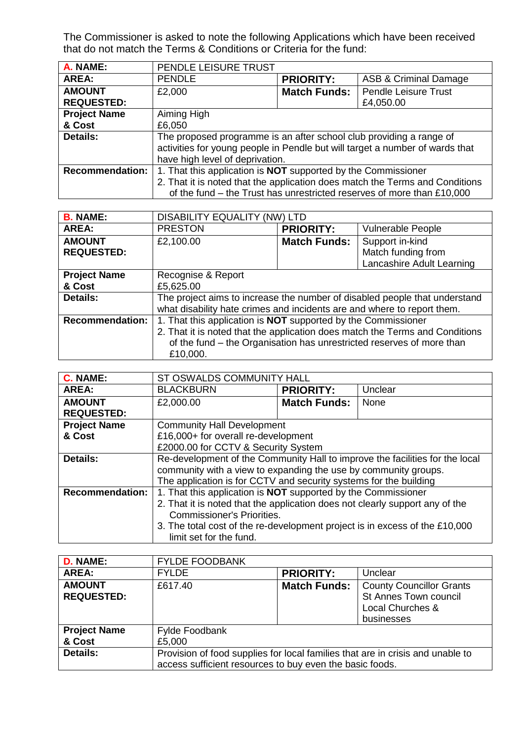The Commissioner is asked to note the following Applications which have been received that do not match the Terms & Conditions or Criteria for the fund:

| **A. NAME:** | PENDLE LEISURE TRUST | | |
|---|---|---|---|
| **AREA:** | PENDLE | **PRIORITY:** | ASB & Criminal Damage |
| **AMOUNT REQUESTED:** | £2,000 | **Match Funds:** | Pendle Leisure Trust £4,050.00 |
| **Project Name & Cost** | Aiming High £6,050 | | |
| **Details:** | The proposed programme is an after school club providing a range of activities for young people in Pendle but will target a number of wards that have high level of deprivation. | | |
| **Recommendation:** | 1. That this application is **NOT** supported by the Commissioner<br>2. That it is noted that the application does match the Terms and Conditions of the fund – the Trust has unrestricted reserves of more than £10,000 | | |

| **B. NAME:** | DISABILITY EQUALITY (NW) LTD | | |
|---|---|---|---|
| **AREA:** | PRESTON | **PRIORITY:** | Vulnerable People |
| **AMOUNT REQUESTED:** | £2,100.00 | **Match Funds:** | Support in-kind<br>Match funding from Lancashire Adult Learning |
| **Project Name & Cost** | Recognise & Report<br>£5,625.00 | | |
| **Details:** | The project aims to increase the number of disabled people that understand what disability hate crimes and incidents are and where to report them. | | |
| **Recommendation:** | 1. That this application is **NOT** supported by the Commissioner<br>2. That it is noted that the application does match the Terms and Conditions of the fund – the Organisation has unrestricted reserves of more than £10,000. | | |

| **C. NAME:** | ST OSWALDS COMMUNITY HALL | | |
|---|---|---|---|
| **AREA:** | BLACKBURN | **PRIORITY:** | Unclear |
| **AMOUNT REQUESTED:** | £2,000.00 | **Match Funds:** | None |
| **Project Name & Cost** | Community Hall Development<br>£16,000+ for overall re-development<br>£2000.00 for CCTV & Security System | | |
| **Details:** | Re-development of the Community Hall to improve the facilities for the local community with a view to expanding the use by community groups.<br>The application is for CCTV and security systems for the building | | |
| **Recommendation:** | 1. That this application is **NOT** supported by the Commissioner<br>2. That it is noted that the application does not clearly support any of the Commissioner's Priorities.<br>3. The total cost of the re-development project is in excess of the £10,000 limit set for the fund. | | |

| **D. NAME:** | FYLDE FOODBANK | | |
|---|---|---|---|
| **AREA:** | FYLDE | **PRIORITY:** | Unclear |
| **AMOUNT REQUESTED:** | £617.40 | **Match Funds:** | County Councillor Grants<br>St Annes Town council<br>Local Churches & businesses |
| **Project Name & Cost** | Fylde Foodbank<br>£5,000 | | |
| **Details:** | Provision of food supplies for local families that are in crisis and unable to access sufficient resources to buy even the basic foods. | | |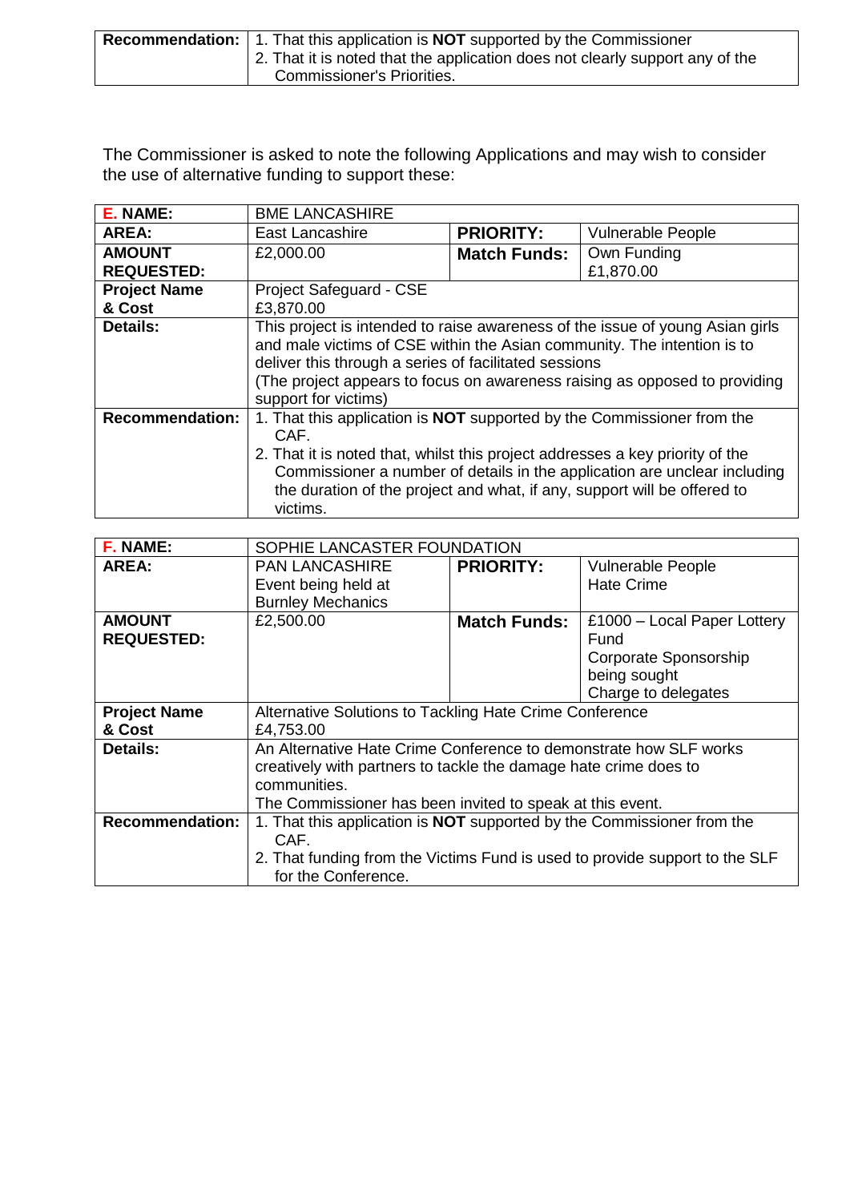| | |
|---|---|
| **Recommendation:** | 1. That this application is **NOT** supported by the Commissioner<br>2. That it is noted that the application does not clearly support any of the Commissioner's Priorities. |

The Commissioner is asked to note the following Applications and may wish to consider the use of alternative funding to support these:

| **E. NAME:** | BME LANCASHIRE | | |
|---|---|---|---|
| **AREA:** | East Lancashire | **PRIORITY:** | Vulnerable People |
| **AMOUNT REQUESTED:** | £2,000.00 | **Match Funds:** | Own Funding £1,870.00 |
| **Project Name & Cost** | Project Safeguard - CSE<br>£3,870.00 | | |
| **Details:** | This project is intended to raise awareness of the issue of young Asian girls and male victims of CSE within the Asian community. The intention is to deliver this through a series of facilitated sessions<br>(The project appears to focus on awareness raising as opposed to providing support for victims) | | |
| **Recommendation:** | 1. That this application is **NOT** supported by the Commissioner from the CAF.<br>2. That it is noted that, whilst this project addresses a key priority of the Commissioner a number of details in the application are unclear including the duration of the project and what, if any, support will be offered to victims. | | |

| **F. NAME:** | SOPHIE LANCASTER FOUNDATION | | |
|---|---|---|---|
| **AREA:** | PAN LANCASHIRE<br>Event being held at Burnley Mechanics | **PRIORITY:** | Vulnerable People<br>Hate Crime |
| **AMOUNT REQUESTED:** | £2,500.00 | **Match Funds:** | £1000 – Local Paper Lottery Fund<br>Corporate Sponsorship being sought<br>Charge to delegates |
| **Project Name & Cost** | Alternative Solutions to Tackling Hate Crime Conference<br>£4,753.00 | | |
| **Details:** | An Alternative Hate Crime Conference to demonstrate how SLF works creatively with partners to tackle the damage hate crime does to communities.<br>The Commissioner has been invited to speak at this event. | | |
| **Recommendation:** | 1. That this application is **NOT** supported by the Commissioner from the CAF.<br>2. That funding from the Victims Fund is used to provide support to the SLF for the Conference. | | |